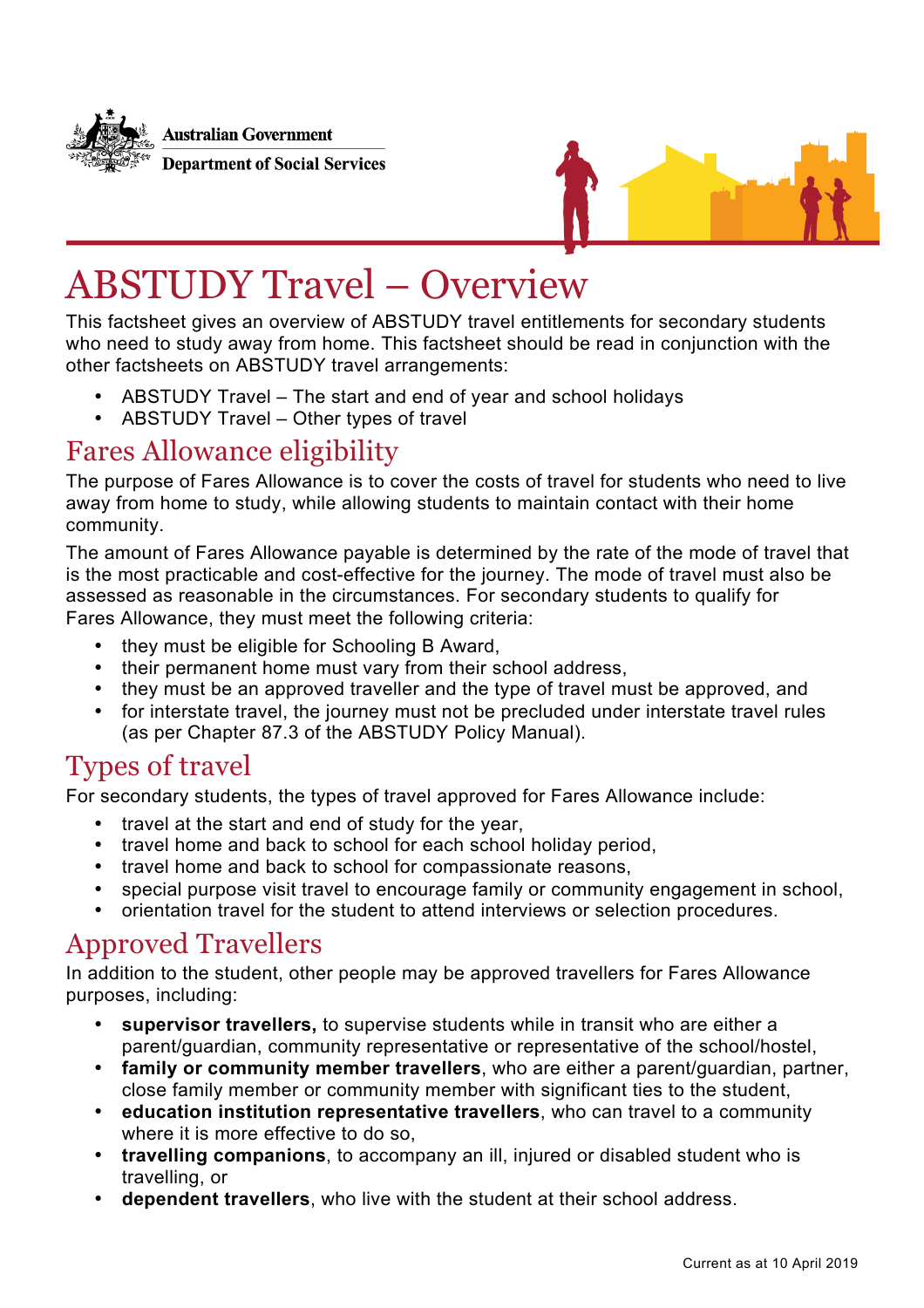Australian Government

Department of Social Services

# ABSTUDY Travel – Overview

This factsheet gives an overview of ABSTUDY travel entitlements for secondary students who need to study away from home. This factsheet should be read in conjunction with the other factsheets on ABSTUDY travel arrangements:

- ABSTUDY Travel – The start and end of year and school holidays
- ABSTUDY Travel – Other types of travel

## Fares Allowance eligibility

The purpose of Fares Allowance is to cover the costs of travel for students who need to live away from home to study, while allowing students to maintain contact with their home community.

The amount of Fares Allowance payable is determined by the rate of the mode of travel that is the most practicable and cost-effective for the journey. The mode of travel must also be assessed as reasonable in the circumstances. For secondary students to qualify for Fares Allowance, they must meet the following criteria:

- they must be eligible for Schooling B Award,
- their permanent home must vary from their school address,
- they must be an approved traveller and the type of travel must be approved, and
- for interstate travel, the journey must not be precluded under interstate travel rules (as per Chapter 87.3 of the ABSTUDY Policy Manual).

## Types of travel

For secondary students, the types of travel approved for Fares Allowance include:

- travel at the start and end of study for the year,
- travel home and back to school for each school holiday period,
- travel home and back to school for compassionate reasons,
- special purpose visit travel to encourage family or community engagement in school,
- orientation travel for the student to attend interviews or selection procedures.

## Approved Travellers

In addition to the student, other people may be approved travellers for Fares Allowance purposes, including:

- **supervisor travellers,** to supervise students while in transit who are either a parent/guardian, community representative or representative of the school/hostel,
- **family or community member travellers**, who are either a parent/guardian, partner, close family member or community member with significant ties to the student,
- **education institution representative travellers**, who can travel to a community where it is more effective to do so,
- **travelling companions**, to accompany an ill, injured or disabled student who is travelling, or
- **dependent travellers**, who live with the student at their school address.

Current as at 10 April 2019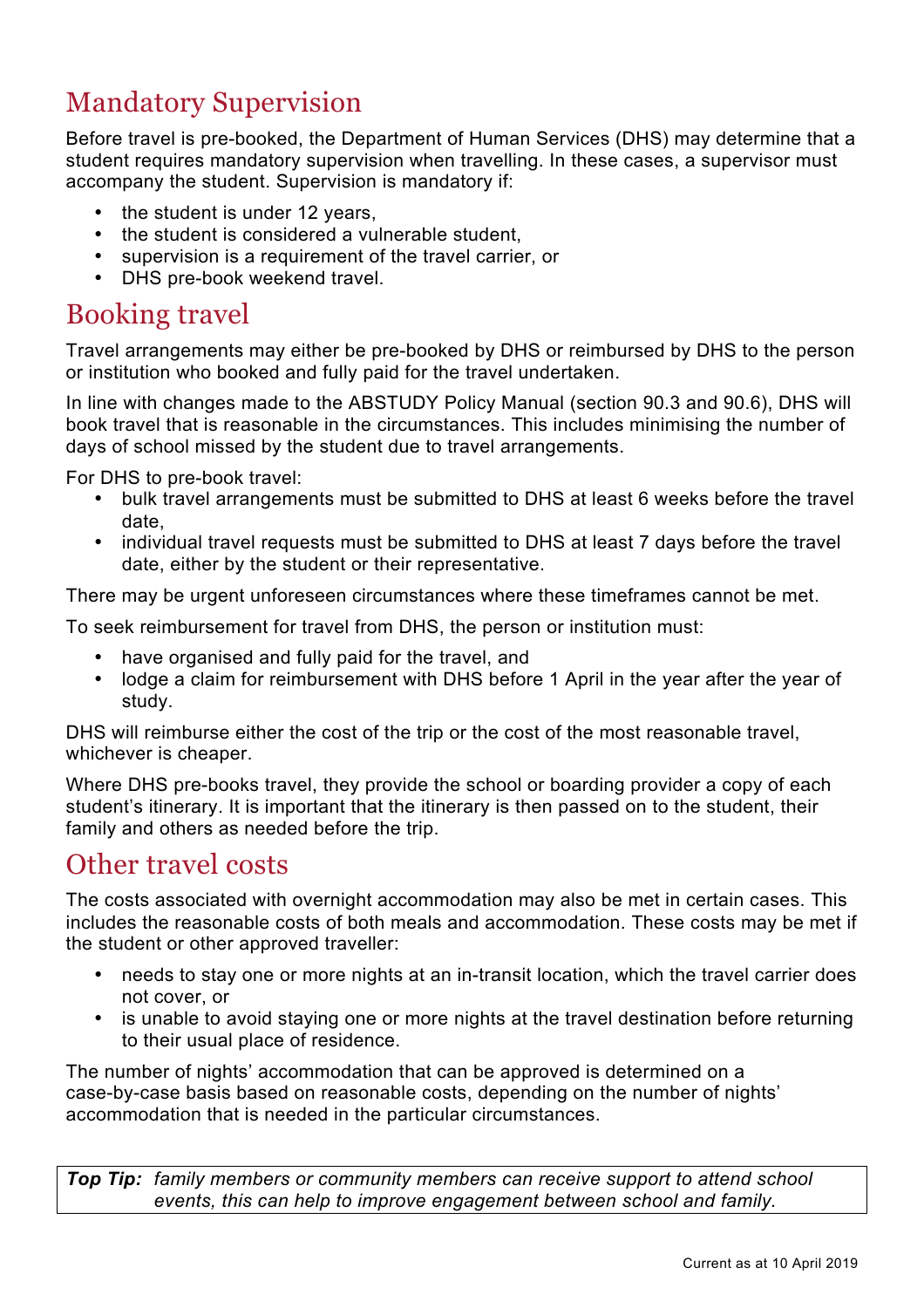## Mandatory Supervision

Before travel is pre-booked, the Department of Human Services (DHS) may determine that a student requires mandatory supervision when travelling. In these cases, a supervisor must accompany the student. Supervision is mandatory if:

- the student is under 12 years,
- the student is considered a vulnerable student,
- supervision is a requirement of the travel carrier, or
- DHS pre-book weekend travel.

## Booking travel

Travel arrangements may either be pre-booked by DHS or reimbursed by DHS to the person or institution who booked and fully paid for the travel undertaken.

In line with changes made to the ABSTUDY Policy Manual (section 90.3 and 90.6), DHS will book travel that is reasonable in the circumstances. This includes minimising the number of days of school missed by the student due to travel arrangements.

For DHS to pre-book travel:

- bulk travel arrangements must be submitted to DHS at least 6 weeks before the travel date,
- individual travel requests must be submitted to DHS at least 7 days before the travel date, either by the student or their representative.

There may be urgent unforeseen circumstances where these timeframes cannot be met.

To seek reimbursement for travel from DHS, the person or institution must:

- have organised and fully paid for the travel, and
- lodge a claim for reimbursement with DHS before 1 April in the year after the year of study.

DHS will reimburse either the cost of the trip or the cost of the most reasonable travel, whichever is cheaper.

Where DHS pre-books travel, they provide the school or boarding provider a copy of each student's itinerary. It is important that the itinerary is then passed on to the student, their family and others as needed before the trip.

## Other travel costs

The costs associated with overnight accommodation may also be met in certain cases. This includes the reasonable costs of both meals and accommodation. These costs may be met if the student or other approved traveller:

- needs to stay one or more nights at an in-transit location, which the travel carrier does not cover, or
- is unable to avoid staying one or more nights at the travel destination before returning to their usual place of residence.

The number of nights' accommodation that can be approved is determined on a case-by-case basis based on reasonable costs, depending on the number of nights' accommodation that is needed in the particular circumstances.

***Top Tip:*** *family members or community members can receive support to attend school events, this can help to improve engagement between school and family.*

Current as at 10 April 2019